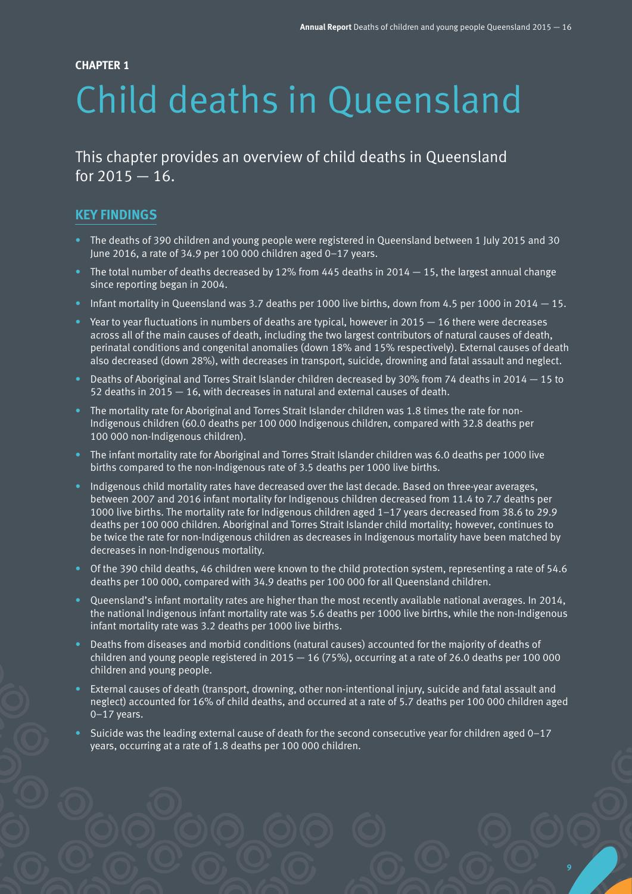**CHAPTER 1**

# Child deaths in Queensland

## This chapter provides an overview of child deaths in Queensland for 2015 — 16.

### KEY FINDINGS

- The deaths of 390 children and young people were registered in Queensland between 1 July 2015 and 30 June 2016, a rate of 34.9 per 100 000 children aged 0–17 years.
- The total number of deaths decreased by 12% from 445 deaths in 2014 — 15, the largest annual change since reporting began in 2004.
- Infant mortality in Queensland was 3.7 deaths per 1000 live births, down from 4.5 per 1000 in 2014 — 15.
- Year to year fluctuations in numbers of deaths are typical, however in 2015 — 16 there were decreases across all of the main causes of death, including the two largest contributors of natural causes of death, perinatal conditions and congenital anomalies (down 18% and 15% respectively). External causes of death also decreased (down 28%), with decreases in transport, suicide, drowning and fatal assault and neglect.
- Deaths of Aboriginal and Torres Strait Islander children decreased by 30% from 74 deaths in 2014 — 15 to 52 deaths in 2015 — 16, with decreases in natural and external causes of death.
- The mortality rate for Aboriginal and Torres Strait Islander children was 1.8 times the rate for non-Indigenous children (60.0 deaths per 100 000 Indigenous children, compared with 32.8 deaths per 100 000 non-Indigenous children).
- The infant mortality rate for Aboriginal and Torres Strait Islander children was 6.0 deaths per 1000 live births compared to the non-Indigenous rate of 3.5 deaths per 1000 live births.
- Indigenous child mortality rates have decreased over the last decade. Based on three-year averages, between 2007 and 2016 infant mortality for Indigenous children decreased from 11.4 to 7.7 deaths per 1000 live births. The mortality rate for Indigenous children aged 1–17 years decreased from 38.6 to 29.9 deaths per 100 000 children. Aboriginal and Torres Strait Islander child mortality; however, continues to be twice the rate for non-Indigenous children as decreases in Indigenous mortality have been matched by decreases in non-Indigenous mortality.
- Of the 390 child deaths, 46 children were known to the child protection system, representing a rate of 54.6 deaths per 100 000, compared with 34.9 deaths per 100 000 for all Queensland children.
- Queensland's infant mortality rates are higher than the most recently available national averages. In 2014, the national Indigenous infant mortality rate was 5.6 deaths per 1000 live births, while the non-Indigenous infant mortality rate was 3.2 deaths per 1000 live births.
- Deaths from diseases and morbid conditions (natural causes) accounted for the majority of deaths of children and young people registered in 2015 — 16 (75%), occurring at a rate of 26.0 deaths per 100 000 children and young people.
- External causes of death (transport, drowning, other non-intentional injury, suicide and fatal assault and neglect) accounted for 16% of child deaths, and occurred at a rate of 5.7 deaths per 100 000 children aged 0–17 years.
- Suicide was the leading external cause of death for the second consecutive year for children aged 0–17 years, occurring at a rate of 1.8 deaths per 100 000 children.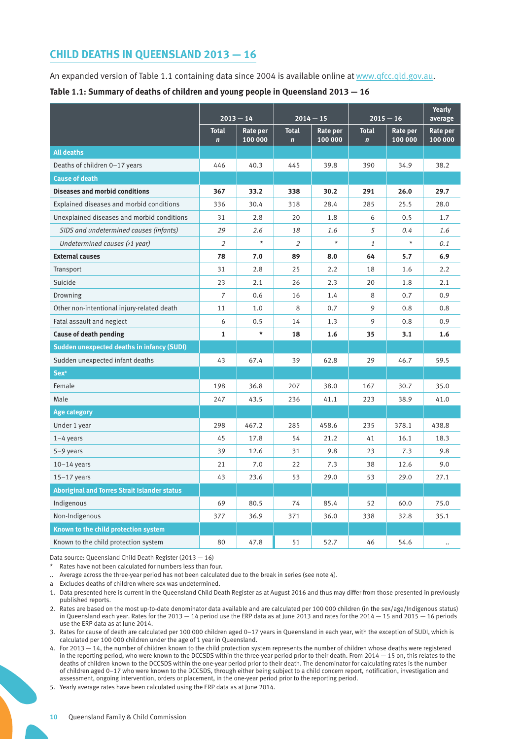## CHILD DEATHS IN QUEENSLAND 2013 — 16

An expanded version of Table 1.1 containing data since 2004 is available online at www.qfcc.qld.gov.au.

**Table 1.1: Summary of deaths of children and young people in Queensland 2013 — 16**

| | 2013 — 14 | | 2014 — 15 | | 2015 — 16 | | Yearly average |
|---|---|---|---|---|---|---|---|
| | Total *n* | Rate per 100 000 | Total *n* | Rate per 100 000 | Total *n* | Rate per 100 000 | Rate per 100 000 |
| **All deaths** | | | | | | | |
| Deaths of children 0–17 years | 446 | 40.3 | 445 | 39.8 | 390 | 34.9 | 38.2 |
| **Cause of death** | | | | | | | |
| **Diseases and morbid conditions** | **367** | **33.2** | **338** | **30.2** | **291** | **26.0** | **29.7** |
| Explained diseases and morbid conditions | 336 | 30.4 | 318 | 28.4 | 285 | 25.5 | 28.0 |
| Unexplained diseases and morbid conditions | 31 | 2.8 | 20 | 1.8 | 6 | 0.5 | 1.7 |
| *SIDS and undetermined causes (infants)* | *29* | *2.6* | *18* | *1.6* | *5* | *0.4* | *1.6* |
| *Undetermined causes (>1 year)* | *2* | * | *2* | * | *1* | * | *0.1* |
| **External causes** | **78** | **7.0** | **89** | **8.0** | **64** | **5.7** | **6.9** |
| Transport | 31 | 2.8 | 25 | 2.2 | 18 | 1.6 | 2.2 |
| Suicide | 23 | 2.1 | 26 | 2.3 | 20 | 1.8 | 2.1 |
| Drowning | 7 | 0.6 | 16 | 1.4 | 8 | 0.7 | 0.9 |
| Other non-intentional injury-related death | 11 | 1.0 | 8 | 0.7 | 9 | 0.8 | 0.8 |
| Fatal assault and neglect | 6 | 0.5 | 14 | 1.3 | 9 | 0.8 | 0.9 |
| **Cause of death pending** | **1** | ***** | **18** | **1.6** | **35** | **3.1** | **1.6** |
| **Sudden unexpected deaths in infancy (SUDI)** | | | | | | | |
| Sudden unexpected infant deaths | 43 | 67.4 | 39 | 62.8 | 29 | 46.7 | 59.5 |
| **Sex[a]** | | | | | | | |
| Female | 198 | 36.8 | 207 | 38.0 | 167 | 30.7 | 35.0 |
| Male | 247 | 43.5 | 236 | 41.1 | 223 | 38.9 | 41.0 |
| **Age category** | | | | | | | |
| Under 1 year | 298 | 467.2 | 285 | 458.6 | 235 | 378.1 | 438.8 |
| 1–4 years | 45 | 17.8 | 54 | 21.2 | 41 | 16.1 | 18.3 |
| 5–9 years | 39 | 12.6 | 31 | 9.8 | 23 | 7.3 | 9.8 |
| 10–14 years | 21 | 7.0 | 22 | 7.3 | 38 | 12.6 | 9.0 |
| 15–17 years | 43 | 23.6 | 53 | 29.0 | 53 | 29.0 | 27.1 |
| **Aboriginal and Torres Strait Islander status** | | | | | | | |
| Indigenous | 69 | 80.5 | 74 | 85.4 | 52 | 60.0 | 75.0 |
| Non-Indigenous | 377 | 36.9 | 371 | 36.0 | 338 | 32.8 | 35.1 |
| **Known to the child protection system** | | | | | | | |
| Known to the child protection system | 80 | 47.8 | 51 | 52.7 | 46 | 54.6 | .. |

Data source: Queensland Child Death Register (2013 — 16)

\* Rates have not been calculated for numbers less than four.

.. Average across the three-year period has not been calculated due to the break in series (see note 4).

a Excludes deaths of children where sex was undetermined.

1. Data presented here is current in the Queensland Child Death Register as at August 2016 and thus may differ from those presented in previously published reports.
2. Rates are based on the most up-to-date denominator data available and are calculated per 100 000 children (in the sex/age/Indigenous status) in Queensland each year. Rates for the 2013 — 14 period use the ERP data as at June 2013 and rates for the 2014 — 15 and 2015 — 16 periods use the ERP data as at June 2014.
3. Rates for cause of death are calculated per 100 000 children aged 0–17 years in Queensland in each year, with the exception of SUDI, which is calculated per 100 000 children under the age of 1 year in Queensland.
4. For 2013 — 14, the number of children known to the child protection system represents the number of children whose deaths were registered in the reporting period, who were known to the DCCSDS within the three-year period prior to their death. From 2014 — 15 on, this relates to the deaths of children known to the DCCSDS within the one-year period prior to their death. The denominator for calculating rates is the number of children aged 0–17 who were known to the DCCSDS, through either being subject to a child concern report, notification, investigation and assessment, ongoing intervention, orders or placement, in the one-year period prior to the reporting period.
5. Yearly average rates have been calculated using the ERP data as at June 2014.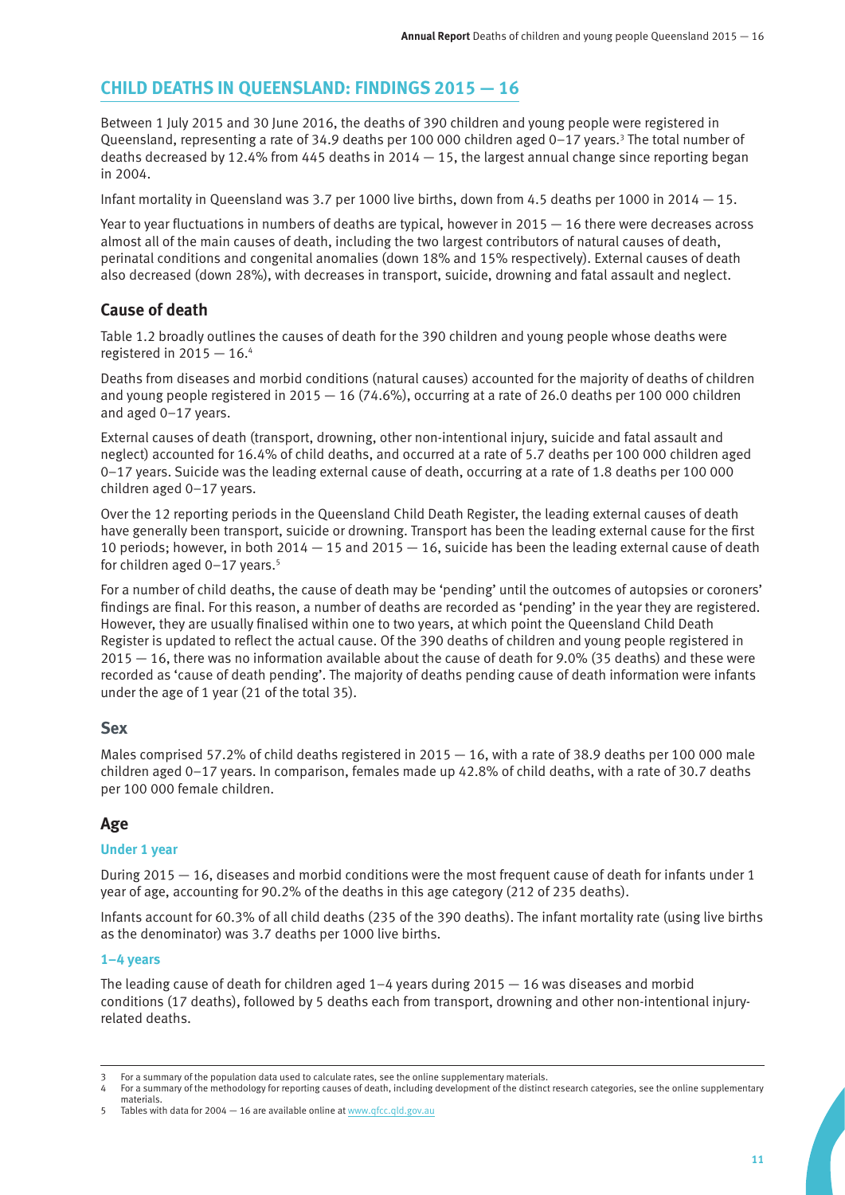## CHILD DEATHS IN QUEENSLAND: FINDINGS 2015 — 16

Between 1 July 2015 and 30 June 2016, the deaths of 390 children and young people were registered in Queensland, representing a rate of 34.9 deaths per 100 000 children aged 0–17 years.[3] The total number of deaths decreased by 12.4% from 445 deaths in 2014 — 15, the largest annual change since reporting began in 2004.

Infant mortality in Queensland was 3.7 per 1000 live births, down from 4.5 deaths per 1000 in 2014 — 15.

Year to year fluctuations in numbers of deaths are typical, however in 2015 — 16 there were decreases across almost all of the main causes of death, including the two largest contributors of natural causes of death, perinatal conditions and congenital anomalies (down 18% and 15% respectively). External causes of death also decreased (down 28%), with decreases in transport, suicide, drowning and fatal assault and neglect.

### Cause of death

Table 1.2 broadly outlines the causes of death for the 390 children and young people whose deaths were registered in 2015 — 16.[4]

Deaths from diseases and morbid conditions (natural causes) accounted for the majority of deaths of children and young people registered in 2015 — 16 (74.6%), occurring at a rate of 26.0 deaths per 100 000 children and aged 0–17 years.

External causes of death (transport, drowning, other non-intentional injury, suicide and fatal assault and neglect) accounted for 16.4% of child deaths, and occurred at a rate of 5.7 deaths per 100 000 children aged 0–17 years. Suicide was the leading external cause of death, occurring at a rate of 1.8 deaths per 100 000 children aged 0–17 years.

Over the 12 reporting periods in the Queensland Child Death Register, the leading external causes of death have generally been transport, suicide or drowning. Transport has been the leading external cause for the first 10 periods; however, in both 2014 — 15 and 2015 — 16, suicide has been the leading external cause of death for children aged 0–17 years.[5]

For a number of child deaths, the cause of death may be 'pending' until the outcomes of autopsies or coroners' findings are final. For this reason, a number of deaths are recorded as 'pending' in the year they are registered. However, they are usually finalised within one to two years, at which point the Queensland Child Death Register is updated to reflect the actual cause. Of the 390 deaths of children and young people registered in 2015 — 16, there was no information available about the cause of death for 9.0% (35 deaths) and these were recorded as 'cause of death pending'. The majority of deaths pending cause of death information were infants under the age of 1 year (21 of the total 35).

### Sex

Males comprised 57.2% of child deaths registered in 2015 — 16, with a rate of 38.9 deaths per 100 000 male children aged 0–17 years. In comparison, females made up 42.8% of child deaths, with a rate of 30.7 deaths per 100 000 female children.

### Age

#### Under 1 year

During 2015 — 16, diseases and morbid conditions were the most frequent cause of death for infants under 1 year of age, accounting for 90.2% of the deaths in this age category (212 of 235 deaths).

Infants account for 60.3% of all child deaths (235 of the 390 deaths). The infant mortality rate (using live births as the denominator) was 3.7 deaths per 1000 live births.

#### 1–4 years

The leading cause of death for children aged 1–4 years during 2015 — 16 was diseases and morbid conditions (17 deaths), followed by 5 deaths each from transport, drowning and other non-intentional injury-related deaths.

---

3 For a summary of the population data used to calculate rates, see the online supplementary materials.

4 For a summary of the methodology for reporting causes of death, including development of the distinct research categories, see the online supplementary materials.

5 Tables with data for 2004 — 16 are available online at www.qfcc.qld.gov.au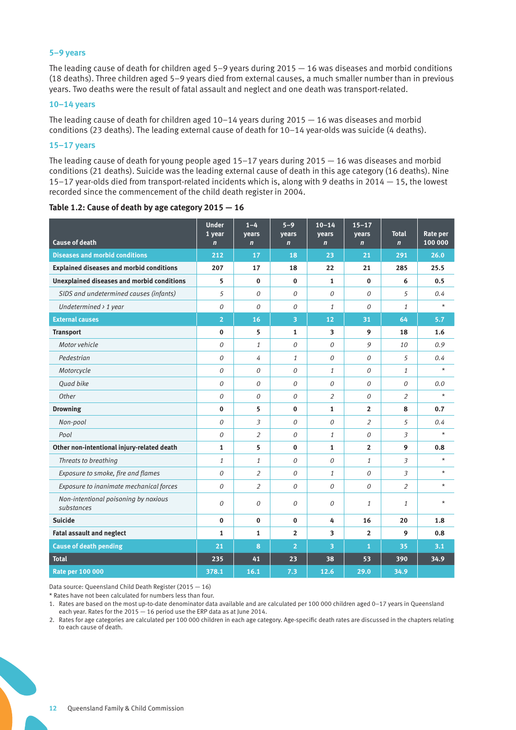### 5–9 years

The leading cause of death for children aged 5–9 years during 2015 — 16 was diseases and morbid conditions (18 deaths). Three children aged 5–9 years died from external causes, a much smaller number than in previous years. Two deaths were the result of fatal assault and neglect and one death was transport-related.

### 10–14 years

The leading cause of death for children aged 10–14 years during 2015 — 16 was diseases and morbid conditions (23 deaths). The leading external cause of death for 10–14 year-olds was suicide (4 deaths).

### 15–17 years

The leading cause of death for young people aged 15–17 years during 2015 — 16 was diseases and morbid conditions (21 deaths). Suicide was the leading external cause of death in this age category (16 deaths). Nine 15–17 year-olds died from transport-related incidents which is, along with 9 deaths in 2014 — 15, the lowest recorded since the commencement of the child death register in 2004.

**Table 1.2: Cause of death by age category 2015 — 16**

| Cause of death | Under 1 year *n* | 1–4 years *n* | 5–9 years *n* | 10–14 years *n* | 15–17 years *n* | Total *n* | Rate per 100 000 |
|---|---|---|---|---|---|---|---|
| **Diseases and morbid conditions** | 212 | 17 | 18 | 23 | 21 | 291 | 26.0 |
| **Explained diseases and morbid conditions** | 207 | 17 | 18 | 22 | 21 | 285 | 25.5 |
| **Unexplained diseases and morbid conditions** | 5 | 0 | 0 | 1 | 0 | 6 | 0.5 |
| *SIDS and undetermined causes (infants)* | *5* | *0* | *0* | *0* | *0* | *5* | *0.4* |
| *Undetermined › 1 year* | *0* | *0* | *0* | *1* | *0* | *1* | * |
| **External causes** | 2 | 16 | 3 | 12 | 31 | 64 | 5.7 |
| **Transport** | 0 | 5 | 1 | 3 | 9 | 18 | 1.6 |
| *Motor vehicle* | *0* | *1* | *0* | *0* | *9* | *10* | *0.9* |
| *Pedestrian* | *0* | *4* | *1* | *0* | *0* | *5* | *0.4* |
| *Motorcycle* | *0* | *0* | *0* | *1* | *0* | *1* | * |
| *Quad bike* | *0* | *0* | *0* | *0* | *0* | *0* | *0.0* |
| *Other* | *0* | *0* | *0* | *2* | *0* | *2* | * |
| **Drowning** | 0 | 5 | 0 | 1 | 2 | 8 | 0.7 |
| *Non-pool* | *0* | *3* | *0* | *0* | *2* | *5* | *0.4* |
| *Pool* | *0* | *2* | *0* | *1* | *0* | *3* | * |
| **Other non-intentional injury-related death** | 1 | 5 | 0 | 1 | 2 | 9 | 0.8 |
| *Threats to breathing* | *1* | *1* | *0* | *0* | *1* | *3* | * |
| *Exposure to smoke, fire and flames* | *0* | *2* | *0* | *1* | *0* | *3* | * |
| *Exposure to inanimate mechanical forces* | *0* | *2* | *0* | *0* | *0* | *2* | * |
| *Non-intentional poisoning by noxious substances* | *0* | *0* | *0* | *0* | *1* | *1* | * |
| **Suicide** | 0 | 0 | 0 | 4 | 16 | 20 | 1.8 |
| **Fatal assault and neglect** | 1 | 1 | 2 | 3 | 2 | 9 | 0.8 |
| **Cause of death pending** | 21 | 8 | 2 | 3 | 1 | 35 | 3.1 |
| **Total** | 235 | 41 | 23 | 38 | 53 | 390 | 34.9 |
| **Rate per 100 000** | 378.1 | 16.1 | 7.3 | 12.6 | 29.0 | 34.9 | |

Data source: Queensland Child Death Register (2015 — 16)

\* Rates have not been calculated for numbers less than four.

1. Rates are based on the most up-to-date denominator data available and are calculated per 100 000 children aged 0–17 years in Queensland each year. Rates for the 2015 — 16 period use the ERP data as at June 2014.
2. Rates for age categories are calculated per 100 000 children in each age category. Age-specific death rates are discussed in the chapters relating to each cause of death.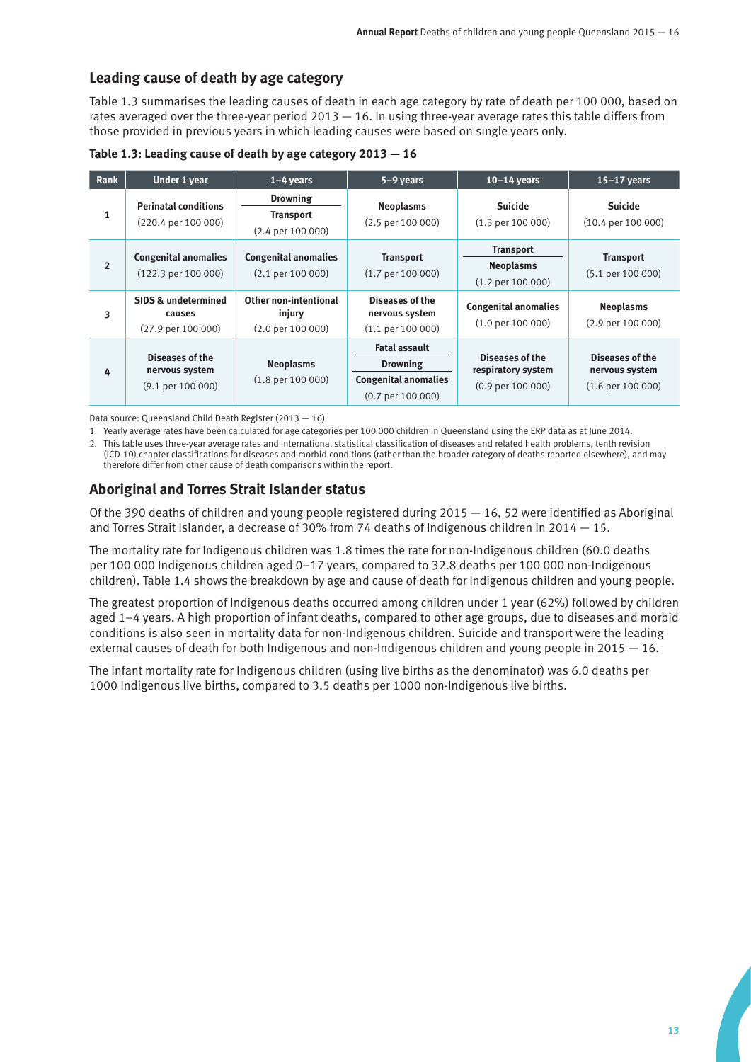## Leading cause of death by age category

Table 1.3 summarises the leading causes of death in each age category by rate of death per 100 000, based on rates averaged over the three-year period 2013 — 16. In using three-year average rates this table differs from those provided in previous years in which leading causes were based on single years only.

**Table 1.3: Leading cause of death by age category 2013 — 16**

| Rank | Under 1 year | 1–4 years | 5–9 years | 10–14 years | 15–17 years |
|---|---|---|---|---|---|
| 1 | **Perinatal conditions** (220.4 per 100 000) | **Drowning** / **Transport** (2.4 per 100 000) | **Neoplasms** (2.5 per 100 000) | **Suicide** (1.3 per 100 000) | **Suicide** (10.4 per 100 000) |
| 2 | **Congenital anomalies** (122.3 per 100 000) | **Congenital anomalies** (2.1 per 100 000) | **Transport** (1.7 per 100 000) | **Transport** / **Neoplasms** (1.2 per 100 000) | **Transport** (5.1 per 100 000) |
| 3 | **SIDS & undetermined causes** (27.9 per 100 000) | **Other non-intentional injury** (2.0 per 100 000) | **Diseases of the nervous system** (1.1 per 100 000) | **Congenital anomalies** (1.0 per 100 000) | **Neoplasms** (2.9 per 100 000) |
| 4 | **Diseases of the nervous system** (9.1 per 100 000) | **Neoplasms** (1.8 per 100 000) | **Fatal assault** / **Drowning** / **Congenital anomalies** (0.7 per 100 000) | **Diseases of the respiratory system** (0.9 per 100 000) | **Diseases of the nervous system** (1.6 per 100 000) |

Data source: Queensland Child Death Register (2013 — 16)

1. Yearly average rates have been calculated for age categories per 100 000 children in Queensland using the ERP data as at June 2014.
2. This table uses three-year average rates and International statistical classification of diseases and related health problems, tenth revision (ICD-10) chapter classifications for diseases and morbid conditions (rather than the broader category of deaths reported elsewhere), and may therefore differ from other cause of death comparisons within the report.

## Aboriginal and Torres Strait Islander status

Of the 390 deaths of children and young people registered during 2015 — 16, 52 were identified as Aboriginal and Torres Strait Islander, a decrease of 30% from 74 deaths of Indigenous children in 2014 — 15.

The mortality rate for Indigenous children was 1.8 times the rate for non-Indigenous children (60.0 deaths per 100 000 Indigenous children aged 0–17 years, compared to 32.8 deaths per 100 000 non-Indigenous children). Table 1.4 shows the breakdown by age and cause of death for Indigenous children and young people.

The greatest proportion of Indigenous deaths occurred among children under 1 year (62%) followed by children aged 1–4 years. A high proportion of infant deaths, compared to other age groups, due to diseases and morbid conditions is also seen in mortality data for non-Indigenous children. Suicide and transport were the leading external causes of death for both Indigenous and non-Indigenous children and young people in 2015 — 16.

The infant mortality rate for Indigenous children (using live births as the denominator) was 6.0 deaths per 1000 Indigenous live births, compared to 3.5 deaths per 1000 non-Indigenous live births.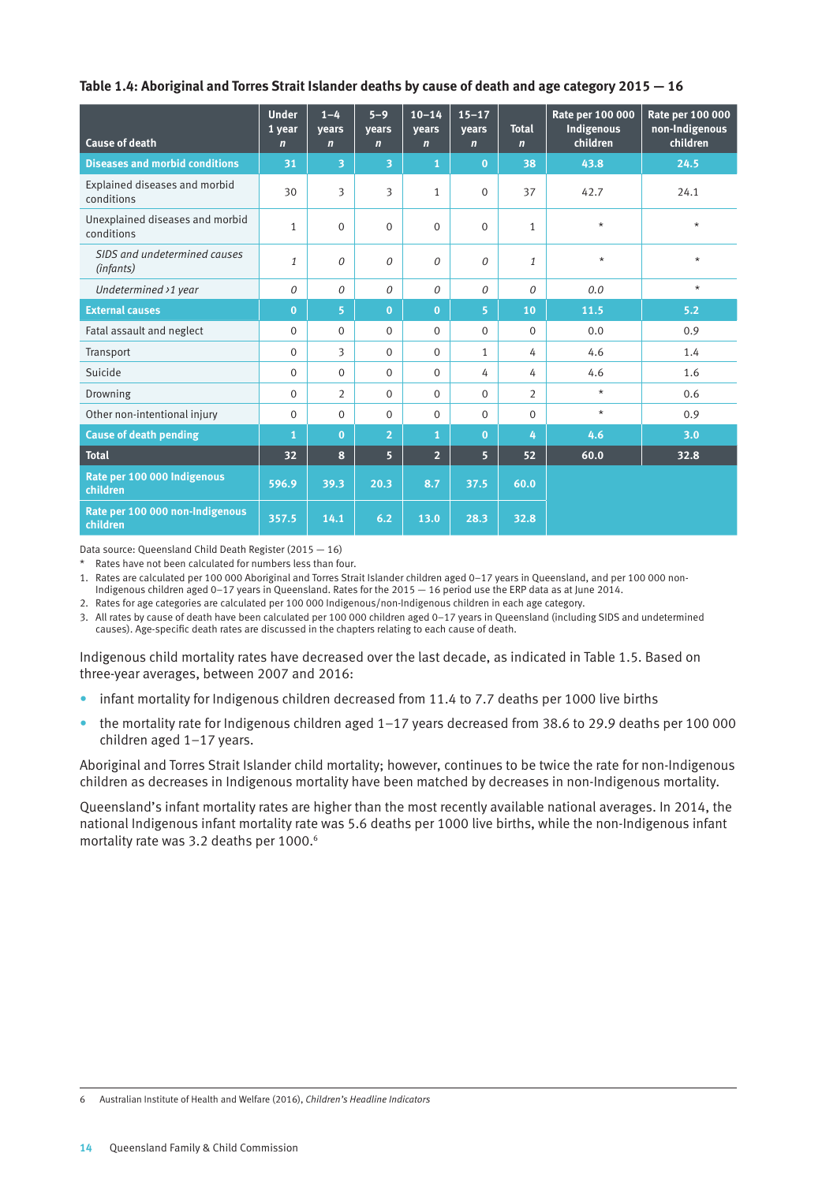**Table 1.4: Aboriginal and Torres Strait Islander deaths by cause of death and age category 2015 — 16**

| Cause of death | Under 1 year *n* | 1–4 years *n* | 5–9 years *n* | 10–14 years *n* | 15–17 years *n* | Total *n* | Rate per 100 000 Indigenous children | Rate per 100 000 non-Indigenous children |
|---|---|---|---|---|---|---|---|---|
| **Diseases and morbid conditions** | **31** | **3** | **3** | **1** | **0** | **38** | **43.8** | **24.5** |
| Explained diseases and morbid conditions | 30 | 3 | 3 | 1 | 0 | 37 | 42.7 | 24.1 |
| Unexplained diseases and morbid conditions | 1 | 0 | 0 | 0 | 0 | 1 | * | * |
| *SIDS and undetermined causes (infants)* | *1* | *0* | *0* | *0* | *0* | *1* | * | * |
| *Undetermined >1 year* | *0* | *0* | *0* | *0* | *0* | *0* | *0.0* | * |
| **External causes** | **0** | **5** | **0** | **0** | **5** | **10** | **11.5** | **5.2** |
| Fatal assault and neglect | 0 | 0 | 0 | 0 | 0 | 0 | 0.0 | 0.9 |
| Transport | 0 | 3 | 0 | 0 | 1 | 4 | 4.6 | 1.4 |
| Suicide | 0 | 0 | 0 | 0 | 4 | 4 | 4.6 | 1.6 |
| Drowning | 0 | 2 | 0 | 0 | 0 | 2 | * | 0.6 |
| Other non-intentional injury | 0 | 0 | 0 | 0 | 0 | 0 | * | 0.9 |
| **Cause of death pending** | **1** | **0** | **2** | **1** | **0** | **4** | **4.6** | **3.0** |
| **Total** | **32** | **8** | **5** | **2** | **5** | **52** | **60.0** | **32.8** |
| **Rate per 100 000 Indigenous children** | **596.9** | **39.3** | **20.3** | **8.7** | **37.5** | **60.0** | | |
| **Rate per 100 000 non-Indigenous children** | **357.5** | **14.1** | **6.2** | **13.0** | **28.3** | **32.8** | | |

Data source: Queensland Child Death Register (2015 — 16)

\* Rates have not been calculated for numbers less than four.

1. Rates are calculated per 100 000 Aboriginal and Torres Strait Islander children aged 0–17 years in Queensland, and per 100 000 non-Indigenous children aged 0–17 years in Queensland. Rates for the 2015 — 16 period use the ERP data as at June 2014.
2. Rates for age categories are calculated per 100 000 Indigenous/non-Indigenous children in each age category.
3. All rates by cause of death have been calculated per 100 000 children aged 0–17 years in Queensland (including SIDS and undetermined causes). Age-specific death rates are discussed in the chapters relating to each cause of death.

Indigenous child mortality rates have decreased over the last decade, as indicated in Table 1.5. Based on three-year averages, between 2007 and 2016:

- infant mortality for Indigenous children decreased from 11.4 to 7.7 deaths per 1000 live births
- the mortality rate for Indigenous children aged 1–17 years decreased from 38.6 to 29.9 deaths per 100 000 children aged 1–17 years.

Aboriginal and Torres Strait Islander child mortality; however, continues to be twice the rate for non-Indigenous children as decreases in Indigenous mortality have been matched by decreases in non-Indigenous mortality.

Queensland's infant mortality rates are higher than the most recently available national averages. In 2014, the national Indigenous infant mortality rate was 5.6 deaths per 1000 live births, while the non-Indigenous infant mortality rate was 3.2 deaths per 1000.[6]

6 Australian Institute of Health and Welfare (2016), *Children's Headline Indicators*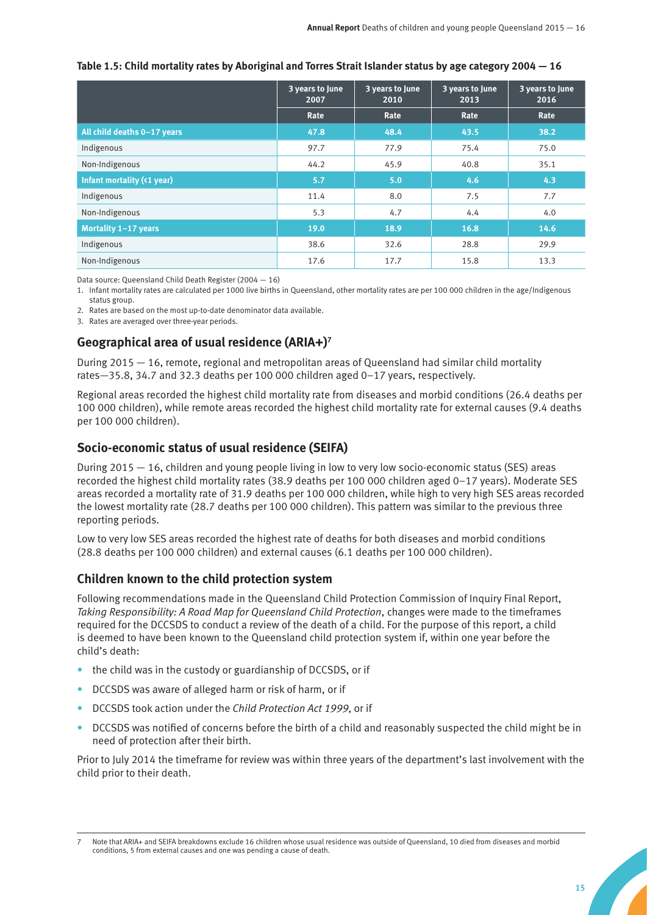**Table 1.5: Child mortality rates by Aboriginal and Torres Strait Islander status by age category 2004 — 16**

| | 3 years to June 2007 | 3 years to June 2010 | 3 years to June 2013 | 3 years to June 2016 |
|---|---|---|---|---|
| | Rate | Rate | Rate | Rate |
| **All child deaths 0–17 years** | **47.8** | **48.4** | **43.5** | **38.2** |
| Indigenous | 97.7 | 77.9 | 75.4 | 75.0 |
| Non-Indigenous | 44.2 | 45.9 | 40.8 | 35.1 |
| **Infant mortality (<1 year)** | **5.7** | **5.0** | **4.6** | **4.3** |
| Indigenous | 11.4 | 8.0 | 7.5 | 7.7 |
| Non-Indigenous | 5.3 | 4.7 | 4.4 | 4.0 |
| **Mortality 1–17 years** | **19.0** | **18.9** | **16.8** | **14.6** |
| Indigenous | 38.6 | 32.6 | 28.8 | 29.9 |
| Non-Indigenous | 17.6 | 17.7 | 15.8 | 13.3 |

Data source: Queensland Child Death Register (2004 — 16)

1. Infant mortality rates are calculated per 1000 live births in Queensland, other mortality rates are per 100 000 children in the age/Indigenous status group.
2. Rates are based on the most up-to-date denominator data available.
3. Rates are averaged over three-year periods.

## Geographical area of usual residence (ARIA+)[7]

During 2015 — 16, remote, regional and metropolitan areas of Queensland had similar child mortality rates—35.8, 34.7 and 32.3 deaths per 100 000 children aged 0–17 years, respectively.

Regional areas recorded the highest child mortality rate from diseases and morbid conditions (26.4 deaths per 100 000 children), while remote areas recorded the highest child mortality rate for external causes (9.4 deaths per 100 000 children).

## Socio-economic status of usual residence (SEIFA)

During 2015 — 16, children and young people living in low to very low socio-economic status (SES) areas recorded the highest child mortality rates (38.9 deaths per 100 000 children aged 0–17 years). Moderate SES areas recorded a mortality rate of 31.9 deaths per 100 000 children, while high to very high SES areas recorded the lowest mortality rate (28.7 deaths per 100 000 children). This pattern was similar to the previous three reporting periods.

Low to very low SES areas recorded the highest rate of deaths for both diseases and morbid conditions (28.8 deaths per 100 000 children) and external causes (6.1 deaths per 100 000 children).

## Children known to the child protection system

Following recommendations made in the Queensland Child Protection Commission of Inquiry Final Report, *Taking Responsibility: A Road Map for Queensland Child Protection*, changes were made to the timeframes required for the DCCSDS to conduct a review of the death of a child. For the purpose of this report, a child is deemed to have been known to the Queensland child protection system if, within one year before the child's death:

- the child was in the custody or guardianship of DCCSDS, or if
- DCCSDS was aware of alleged harm or risk of harm, or if
- DCCSDS took action under the *Child Protection Act 1999*, or if
- DCCSDS was notified of concerns before the birth of a child and reasonably suspected the child might be in need of protection after their birth.

Prior to July 2014 the timeframe for review was within three years of the department's last involvement with the child prior to their death.

7 Note that ARIA+ and SEIFA breakdowns exclude 16 children whose usual residence was outside of Queensland, 10 died from diseases and morbid conditions, 5 from external causes and one was pending a cause of death.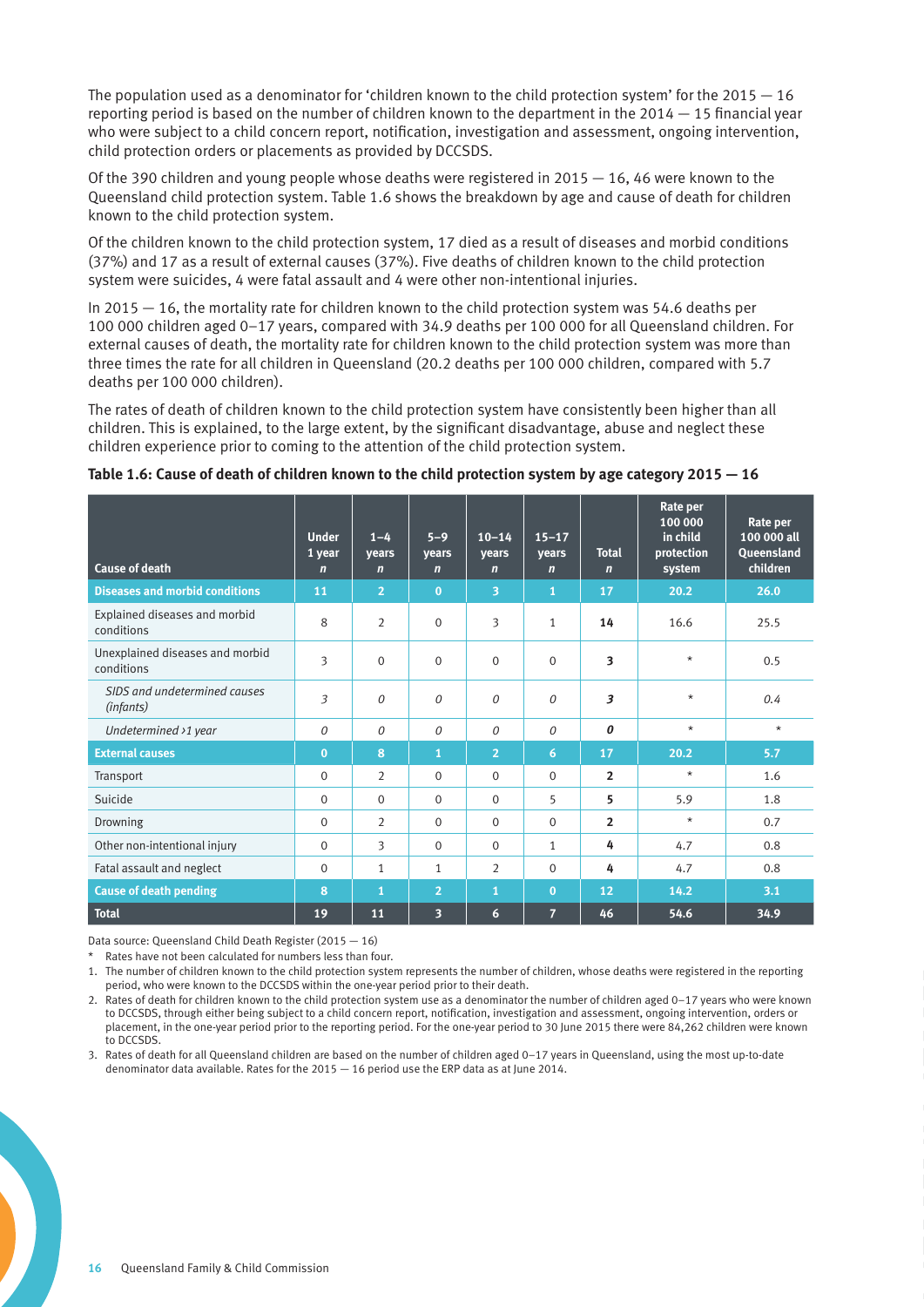The population used as a denominator for 'children known to the child protection system' for the 2015 — 16 reporting period is based on the number of children known to the department in the 2014 — 15 financial year who were subject to a child concern report, notification, investigation and assessment, ongoing intervention, child protection orders or placements as provided by DCCSDS.

Of the 390 children and young people whose deaths were registered in 2015 — 16, 46 were known to the Queensland child protection system. Table 1.6 shows the breakdown by age and cause of death for children known to the child protection system.

Of the children known to the child protection system, 17 died as a result of diseases and morbid conditions (37%) and 17 as a result of external causes (37%). Five deaths of children known to the child protection system were suicides, 4 were fatal assault and 4 were other non-intentional injuries.

In 2015 — 16, the mortality rate for children known to the child protection system was 54.6 deaths per 100 000 children aged 0–17 years, compared with 34.9 deaths per 100 000 for all Queensland children. For external causes of death, the mortality rate for children known to the child protection system was more than three times the rate for all children in Queensland (20.2 deaths per 100 000 children, compared with 5.7 deaths per 100 000 children).

The rates of death of children known to the child protection system have consistently been higher than all children. This is explained, to the large extent, by the significant disadvantage, abuse and neglect these children experience prior to coming to the attention of the child protection system.

**Table 1.6: Cause of death of children known to the child protection system by age category 2015 — 16**

| Cause of death | Under 1 year *n* | 1–4 years *n* | 5–9 years *n* | 10–14 years *n* | 15–17 years *n* | Total *n* | Rate per 100 000 in child protection system | Rate per 100 000 all Queensland children |
|---|---|---|---|---|---|---|---|---|
| **Diseases and morbid conditions** | **11** | **2** | **0** | **3** | **1** | **17** | **20.2** | **26.0** |
| Explained diseases and morbid conditions | 8 | 2 | 0 | 3 | 1 | **14** | 16.6 | 25.5 |
| Unexplained diseases and morbid conditions | 3 | 0 | 0 | 0 | 0 | **3** | * | 0.5 |
| *SIDS and undetermined causes (infants)* | *3* | *0* | *0* | *0* | *0* | ***3*** | * | *0.4* |
| *Undetermined >1 year* | *0* | *0* | *0* | *0* | *0* | ***0*** | * | * |
| **External causes** | **0** | **8** | **1** | **2** | **6** | **17** | **20.2** | **5.7** |
| Transport | 0 | 2 | 0 | 0 | 0 | **2** | * | 1.6 |
| Suicide | 0 | 0 | 0 | 0 | 5 | **5** | 5.9 | 1.8 |
| Drowning | 0 | 2 | 0 | 0 | 0 | **2** | * | 0.7 |
| Other non-intentional injury | 0 | 3 | 0 | 0 | 1 | **4** | 4.7 | 0.8 |
| Fatal assault and neglect | 0 | 1 | 1 | 2 | 0 | **4** | 4.7 | 0.8 |
| **Cause of death pending** | **8** | **1** | **2** | **1** | **0** | **12** | **14.2** | **3.1** |
| **Total** | **19** | **11** | **3** | **6** | **7** | **46** | **54.6** | **34.9** |

Data source: Queensland Child Death Register (2015 — 16)

\* Rates have not been calculated for numbers less than four.

1. The number of children known to the child protection system represents the number of children, whose deaths were registered in the reporting period, who were known to the DCCSDS within the one-year period prior to their death.
2. Rates of death for children known to the child protection system use as a denominator the number of children aged 0–17 years who were known to DCCSDS, through either being subject to a child concern report, notification, investigation and assessment, ongoing intervention, orders or placement, in the one-year period prior to the reporting period. For the one-year period to 30 June 2015 there were 84,262 children were known to DCCSDS.
3. Rates of death for all Queensland children are based on the number of children aged 0–17 years in Queensland, using the most up-to-date denominator data available. Rates for the 2015 — 16 period use the ERP data as at June 2014.